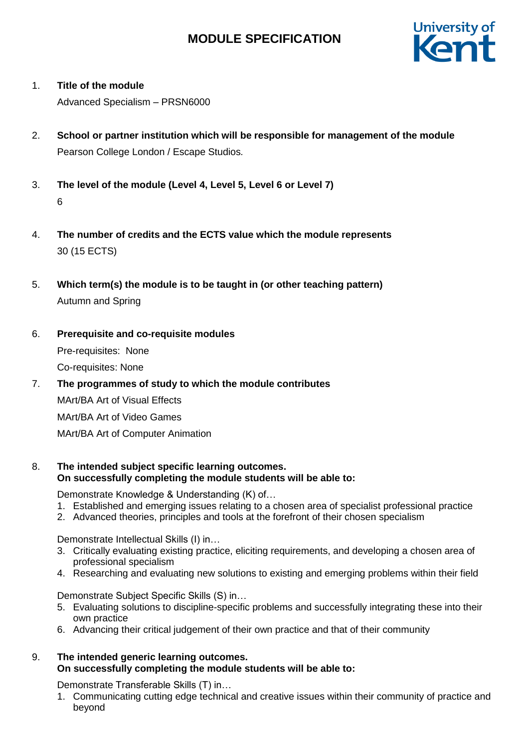# MODULE SPECIFICATION

1. **Title of the module**

   Advanced Specialism – PRSN6000

2. **School or partner institution which will be responsible for management of the module**

   Pearson College London / Escape Studios*.*

3. **The level of the module (Level 4, Level 5, Level 6 or Level 7)**

   6

4. **The number of credits and the ECTS value which the module represents**

   30 (15 ECTS)

5. **Which term(s) the module is to be taught in (or other teaching pattern)**

   Autumn and Spring

6. **Prerequisite and co-requisite modules**

   Pre-requisites: None

   Co-requisites: None

7. **The programmes of study to which the module contributes**

   MArt/BA Art of Visual Effects

   MArt/BA Art of Video Games

   MArt/BA Art of Computer Animation

8. **The intended subject specific learning outcomes.**
   **On successfully completing the module students will be able to:**

   Demonstrate Knowledge & Understanding (K) of…

   1. Established and emerging issues relating to a chosen area of specialist professional practice
   2. Advanced theories, principles and tools at the forefront of their chosen specialism

   Demonstrate Intellectual Skills (I) in…

   3. Critically evaluating existing practice, eliciting requirements, and developing a chosen area of professional specialism
   4. Researching and evaluating new solutions to existing and emerging problems within their field

   Demonstrate Subject Specific Skills (S) in…

   5. Evaluating solutions to discipline-specific problems and successfully integrating these into their own practice
   6. Advancing their critical judgement of their own practice and that of their community

9. **The intended generic learning outcomes.**
   **On successfully completing the module students will be able to:**

   Demonstrate Transferable Skills (T) in…

   1. Communicating cutting edge technical and creative issues within their community of practice and beyond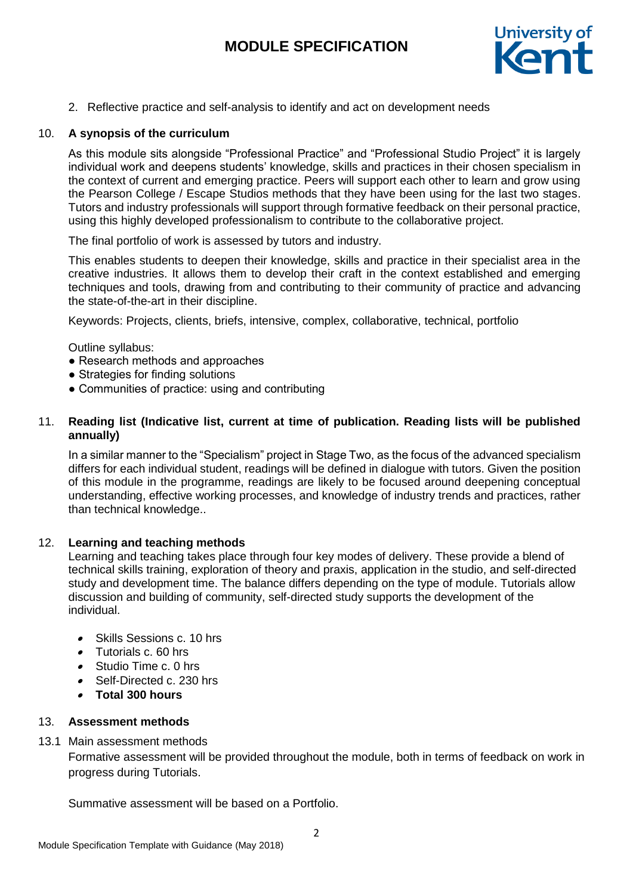2. Reflective practice and self-analysis to identify and act on development needs

10. **A synopsis of the curriculum**

As this module sits alongside “Professional Practice” and “Professional Studio Project” it is largely individual work and deepens students’ knowledge, skills and practices in their chosen specialism in the context of current and emerging practice. Peers will support each other to learn and grow using the Pearson College / Escape Studios methods that they have been using for the last two stages. Tutors and industry professionals will support through formative feedback on their personal practice, using this highly developed professionalism to contribute to the collaborative project.

The final portfolio of work is assessed by tutors and industry.

This enables students to deepen their knowledge, skills and practice in their specialist area in the creative industries. It allows them to develop their craft in the context established and emerging techniques and tools, drawing from and contributing to their community of practice and advancing the state-of-the-art in their discipline.

Keywords: Projects, clients, briefs, intensive, complex, collaborative, technical, portfolio

Outline syllabus:
- Research methods and approaches
- Strategies for finding solutions
- Communities of practice: using and contributing

11. **Reading list (Indicative list, current at time of publication. Reading lists will be published annually)**

In a similar manner to the “Specialism” project in Stage Two, as the focus of the advanced specialism differs for each individual student, readings will be defined in dialogue with tutors. Given the position of this module in the programme, readings are likely to be focused around deepening conceptual understanding, effective working processes, and knowledge of industry trends and practices, rather than technical knowledge..

12. **Learning and teaching methods**

Learning and teaching takes place through four key modes of delivery. These provide a blend of technical skills training, exploration of theory and praxis, application in the studio, and self-directed study and development time. The balance differs depending on the type of module. Tutorials allow discussion and building of community, self-directed study supports the development of the individual.

- Skills Sessions c. 10 hrs
- Tutorials c. 60 hrs
- Studio Time c. 0 hrs
- Self-Directed c. 230 hrs
- **Total 300 hours**

13. **Assessment methods**

13.1 Main assessment methods

Formative assessment will be provided throughout the module, both in terms of feedback on work in progress during Tutorials.

Summative assessment will be based on a Portfolio.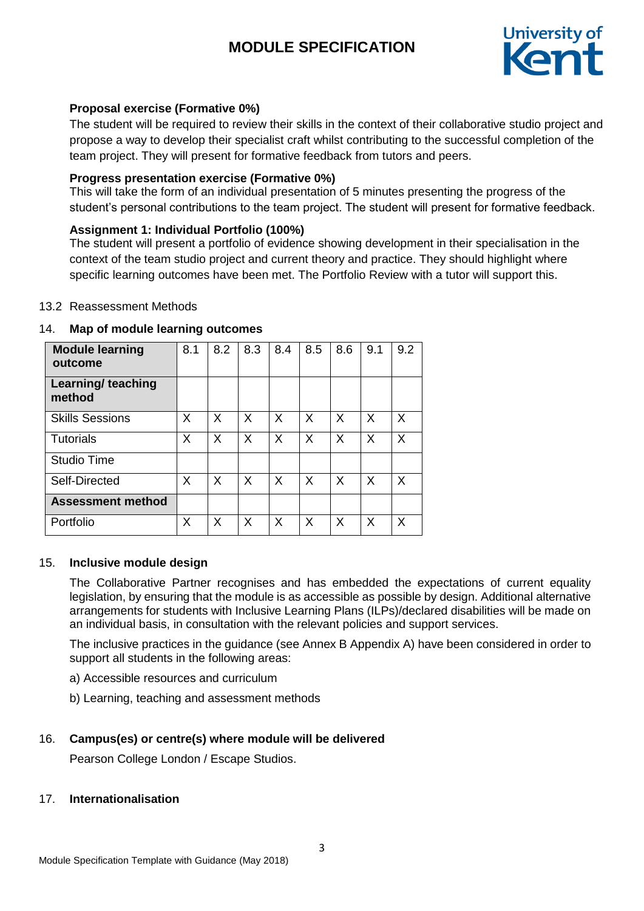**Proposal exercise (Formative 0%)**

The student will be required to review their skills in the context of their collaborative studio project and propose a way to develop their specialist craft whilst contributing to the successful completion of the team project. They will present for formative feedback from tutors and peers.

**Progress presentation exercise (Formative 0%)**

This will take the form of an individual presentation of 5 minutes presenting the progress of the student's personal contributions to the team project. The student will present for formative feedback.

**Assignment 1: Individual Portfolio (100%)**

The student will present a portfolio of evidence showing development in their specialisation in the context of the team studio project and current theory and practice. They should highlight where specific learning outcomes have been met. The Portfolio Review with a tutor will support this.

13.2 Reassessment Methods

## 14. Map of module learning outcomes

| Module learning outcome | 8.1 | 8.2 | 8.3 | 8.4 | 8.5 | 8.6 | 9.1 | 9.2 |
|---|---|---|---|---|---|---|---|---|
| **Learning/ teaching method** | | | | | | | | |
| Skills Sessions | X | X | X | X | X | X | X | X |
| Tutorials | X | X | X | X | X | X | X | X |
| Studio Time | | | | | | | | |
| Self-Directed | X | X | X | X | X | X | X | X |
| **Assessment method** | | | | | | | | |
| Portfolio | X | X | X | X | X | X | X | X |

## 15. Inclusive module design

The Collaborative Partner recognises and has embedded the expectations of current equality legislation, by ensuring that the module is as accessible as possible by design. Additional alternative arrangements for students with Inclusive Learning Plans (ILPs)/declared disabilities will be made on an individual basis, in consultation with the relevant policies and support services.

The inclusive practices in the guidance (see Annex B Appendix A) have been considered in order to support all students in the following areas:

a) Accessible resources and curriculum

b) Learning, teaching and assessment methods

## 16. Campus(es) or centre(s) where module will be delivered

Pearson College London / Escape Studios.

## 17. Internationalisation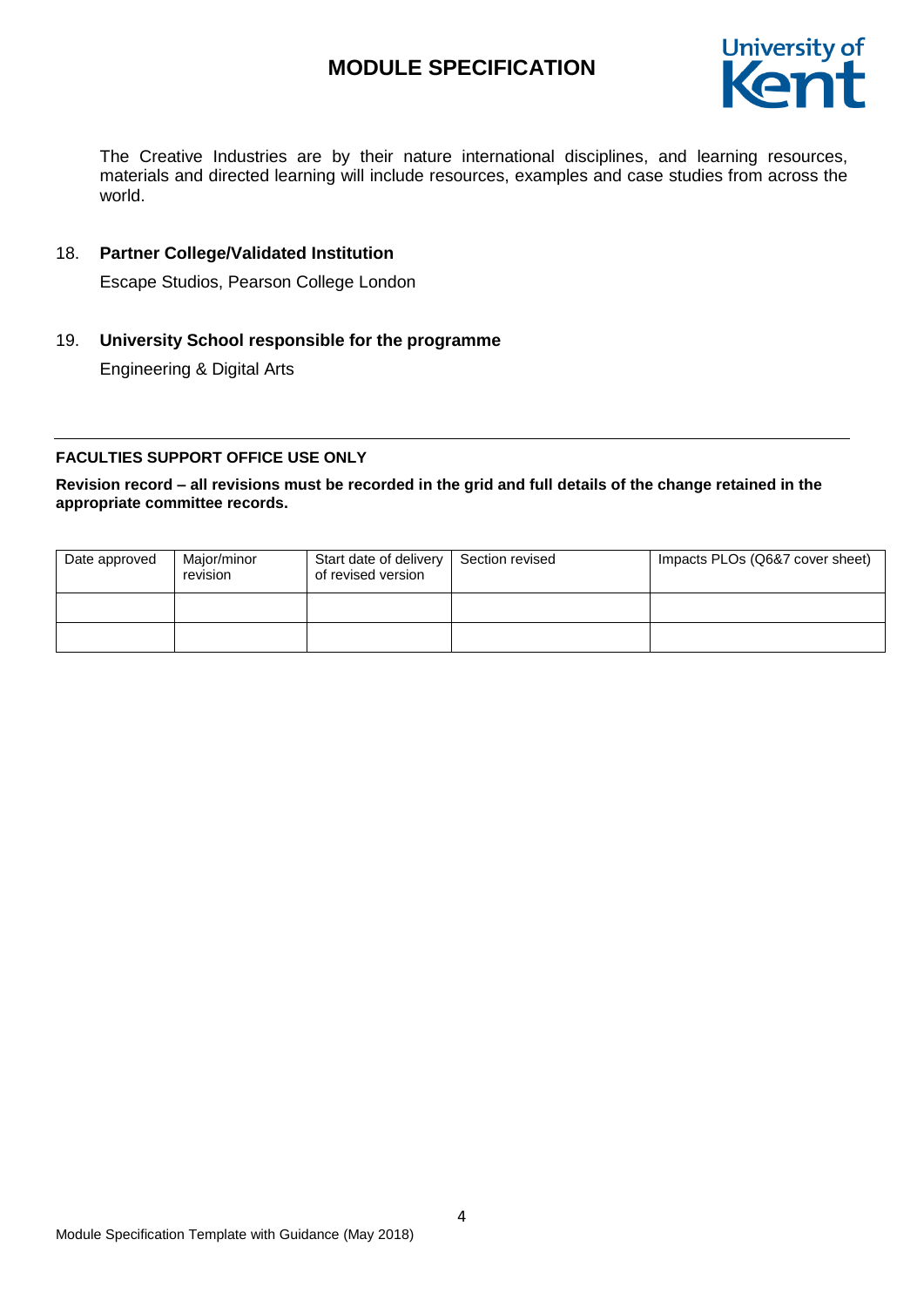The Creative Industries are by their nature international disciplines, and learning resources, materials and directed learning will include resources, examples and case studies from across the world.

18. **Partner College/Validated Institution**

    Escape Studios, Pearson College London

19. **University School responsible for the programme**

    Engineering & Digital Arts

---

**FACULTIES SUPPORT OFFICE USE ONLY**

**Revision record – all revisions must be recorded in the grid and full details of the change retained in the appropriate committee records.**

| Date approved | Major/minor revision | Start date of delivery of revised version | Section revised | Impacts PLOs (Q6&7 cover sheet) |
|---|---|---|---|---|
| | | | | |
| | | | | |